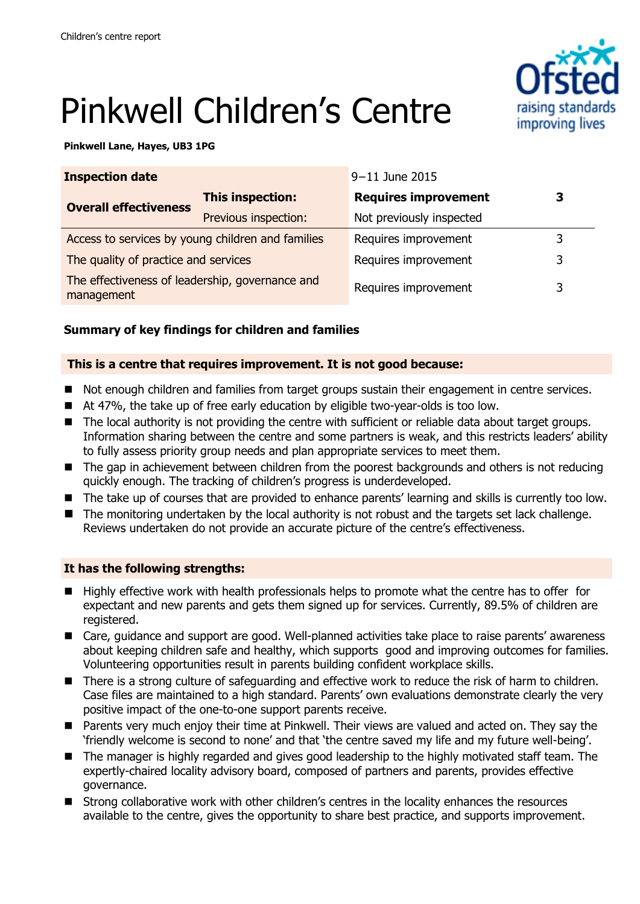Children's centre report

# Pinkwell Children's Centre

**Pinkwell Lane, Hayes, UB3 1PG**

| **Inspection date** | | 9–11 June 2015 | |
|---|---|---|---|
| **Overall effectiveness** | **This inspection:** | **Requires improvement** | **3** |
| | Previous inspection: | Not previously inspected | |
| Access to services by young children and families | | Requires improvement | 3 |
| The quality of practice and services | | Requires improvement | 3 |
| The effectiveness of leadership, governance and management | | Requires improvement | 3 |

### Summary of key findings for children and families

**This is a centre that requires improvement. It is not good because:**

- Not enough children and families from target groups sustain their engagement in centre services.
- At 47%, the take up of free early education by eligible two-year-olds is too low.
- The local authority is not providing the centre with sufficient or reliable data about target groups. Information sharing between the centre and some partners is weak, and this restricts leaders' ability to fully assess priority group needs and plan appropriate services to meet them.
- The gap in achievement between children from the poorest backgrounds and others is not reducing quickly enough. The tracking of children's progress is underdeveloped.
- The take up of courses that are provided to enhance parents' learning and skills is currently too low.
- The monitoring undertaken by the local authority is not robust and the targets set lack challenge. Reviews undertaken do not provide an accurate picture of the centre's effectiveness.

**It has the following strengths:**

- Highly effective work with health professionals helps to promote what the centre has to offer for expectant and new parents and gets them signed up for services. Currently, 89.5% of children are registered.
- Care, guidance and support are good. Well-planned activities take place to raise parents' awareness about keeping children safe and healthy, which supports good and improving outcomes for families. Volunteering opportunities result in parents building confident workplace skills.
- There is a strong culture of safeguarding and effective work to reduce the risk of harm to children. Case files are maintained to a high standard. Parents' own evaluations demonstrate clearly the very positive impact of the one-to-one support parents receive.
- Parents very much enjoy their time at Pinkwell. Their views are valued and acted on. They say the 'friendly welcome is second to none' and that 'the centre saved my life and my future well-being'.
- The manager is highly regarded and gives good leadership to the highly motivated staff team. The expertly-chaired locality advisory board, composed of partners and parents, provides effective governance.
- Strong collaborative work with other children's centres in the locality enhances the resources available to the centre, gives the opportunity to share best practice, and supports improvement.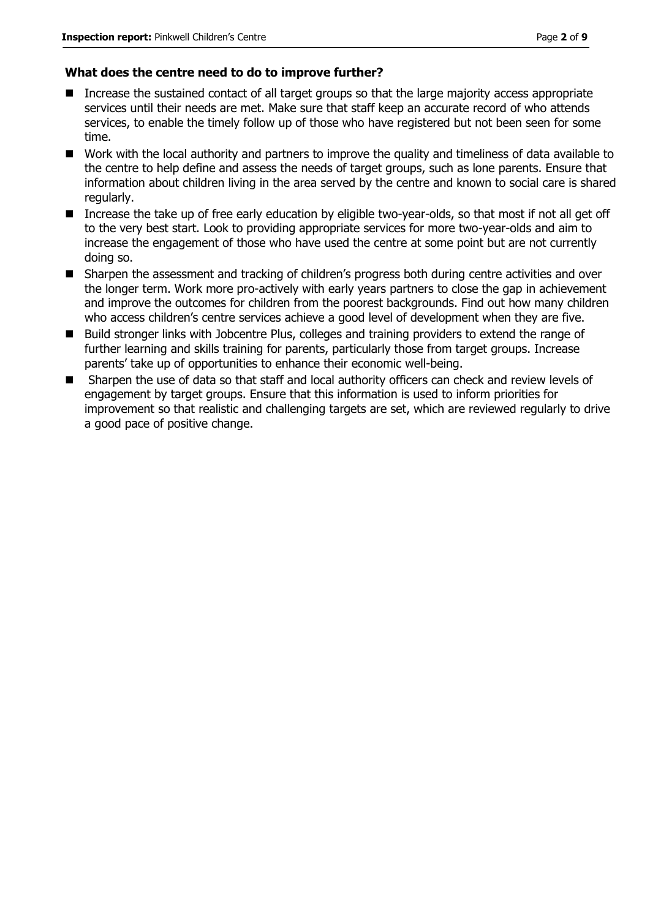### What does the centre need to do to improve further?

- Increase the sustained contact of all target groups so that the large majority access appropriate services until their needs are met. Make sure that staff keep an accurate record of who attends services, to enable the timely follow up of those who have registered but not been seen for some time.
- Work with the local authority and partners to improve the quality and timeliness of data available to the centre to help define and assess the needs of target groups, such as lone parents. Ensure that information about children living in the area served by the centre and known to social care is shared regularly.
- Increase the take up of free early education by eligible two-year-olds, so that most if not all get off to the very best start. Look to providing appropriate services for more two-year-olds and aim to increase the engagement of those who have used the centre at some point but are not currently doing so.
- Sharpen the assessment and tracking of children's progress both during centre activities and over the longer term. Work more pro-actively with early years partners to close the gap in achievement and improve the outcomes for children from the poorest backgrounds. Find out how many children who access children's centre services achieve a good level of development when they are five.
- Build stronger links with Jobcentre Plus, colleges and training providers to extend the range of further learning and skills training for parents, particularly those from target groups. Increase parents' take up of opportunities to enhance their economic well-being.
- Sharpen the use of data so that staff and local authority officers can check and review levels of engagement by target groups. Ensure that this information is used to inform priorities for improvement so that realistic and challenging targets are set, which are reviewed regularly to drive a good pace of positive change.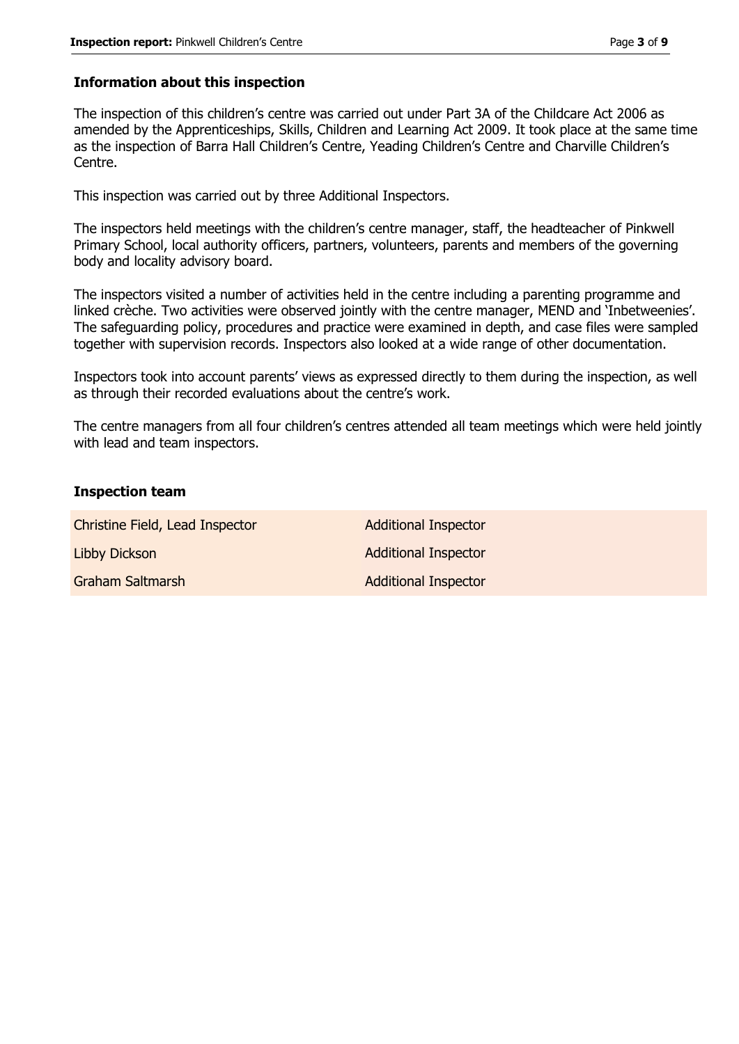## Information about this inspection

The inspection of this children's centre was carried out under Part 3A of the Childcare Act 2006 as amended by the Apprenticeships, Skills, Children and Learning Act 2009. It took place at the same time as the inspection of Barra Hall Children's Centre, Yeading Children's Centre and Charville Children's Centre.

This inspection was carried out by three Additional Inspectors.

The inspectors held meetings with the children's centre manager, staff, the headteacher of Pinkwell Primary School, local authority officers, partners, volunteers, parents and members of the governing body and locality advisory board.

The inspectors visited a number of activities held in the centre including a parenting programme and linked crèche. Two activities were observed jointly with the centre manager, MEND and 'Inbetweenies'. The safeguarding policy, procedures and practice were examined in depth, and case files were sampled together with supervision records. Inspectors also looked at a wide range of other documentation.

Inspectors took into account parents' views as expressed directly to them during the inspection, as well as through their recorded evaluations about the centre's work.

The centre managers from all four children's centres attended all team meetings which were held jointly with lead and team inspectors.

## Inspection team

| | |
|---|---|
| Christine Field, Lead Inspector | Additional Inspector |
| Libby Dickson | Additional Inspector |
| Graham Saltmarsh | Additional Inspector |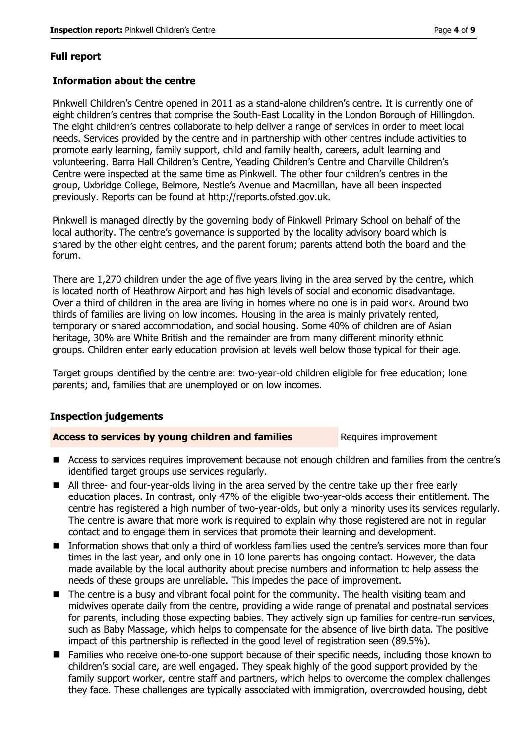## Full report

### Information about the centre

Pinkwell Children's Centre opened in 2011 as a stand-alone children's centre. It is currently one of eight children's centres that comprise the South-East Locality in the London Borough of Hillingdon. The eight children's centres collaborate to help deliver a range of services in order to meet local needs. Services provided by the centre and in partnership with other centres include activities to promote early learning, family support, child and family health, careers, adult learning and volunteering. Barra Hall Children's Centre, Yeading Children's Centre and Charville Children's Centre were inspected at the same time as Pinkwell. The other four children's centres in the group, Uxbridge College, Belmore, Nestle's Avenue and Macmillan, have all been inspected previously. Reports can be found at http://reports.ofsted.gov.uk.

Pinkwell is managed directly by the governing body of Pinkwell Primary School on behalf of the local authority. The centre's governance is supported by the locality advisory board which is shared by the other eight centres, and the parent forum; parents attend both the board and the forum.

There are 1,270 children under the age of five years living in the area served by the centre, which is located north of Heathrow Airport and has high levels of social and economic disadvantage. Over a third of children in the area are living in homes where no one is in paid work. Around two thirds of families are living on low incomes. Housing in the area is mainly privately rented, temporary or shared accommodation, and social housing. Some 40% of children are of Asian heritage, 30% are White British and the remainder are from many different minority ethnic groups. Children enter early education provision at levels well below those typical for their age.

Target groups identified by the centre are: two-year-old children eligible for free education; lone parents; and, families that are unemployed or on low incomes.

### Inspection judgements

| **Access to services by young children and families** | Requires improvement |
|---|---|

- Access to services requires improvement because not enough children and families from the centre's identified target groups use services regularly.
- All three- and four-year-olds living in the area served by the centre take up their free early education places. In contrast, only 47% of the eligible two-year-olds access their entitlement. The centre has registered a high number of two-year-olds, but only a minority uses its services regularly. The centre is aware that more work is required to explain why those registered are not in regular contact and to engage them in services that promote their learning and development.
- Information shows that only a third of workless families used the centre's services more than four times in the last year, and only one in 10 lone parents has ongoing contact. However, the data made available by the local authority about precise numbers and information to help assess the needs of these groups are unreliable. This impedes the pace of improvement.
- The centre is a busy and vibrant focal point for the community. The health visiting team and midwives operate daily from the centre, providing a wide range of prenatal and postnatal services for parents, including those expecting babies. They actively sign up families for centre-run services, such as Baby Massage, which helps to compensate for the absence of live birth data. The positive impact of this partnership is reflected in the good level of registration seen (89.5%).
- Families who receive one-to-one support because of their specific needs, including those known to children's social care, are well engaged. They speak highly of the good support provided by the family support worker, centre staff and partners, which helps to overcome the complex challenges they face. These challenges are typically associated with immigration, overcrowded housing, debt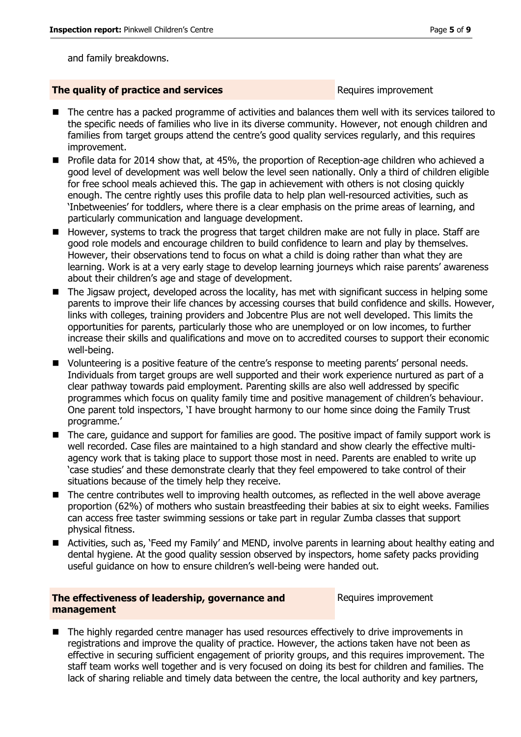and family breakdowns.

| **The quality of practice and services** | Requires improvement |
|---|---|

- The centre has a packed programme of activities and balances them well with its services tailored to the specific needs of families who live in its diverse community. However, not enough children and families from target groups attend the centre's good quality services regularly, and this requires improvement.
- Profile data for 2014 show that, at 45%, the proportion of Reception-age children who achieved a good level of development was well below the level seen nationally. Only a third of children eligible for free school meals achieved this. The gap in achievement with others is not closing quickly enough. The centre rightly uses this profile data to help plan well-resourced activities, such as 'Inbetweenies' for toddlers, where there is a clear emphasis on the prime areas of learning, and particularly communication and language development.
- However, systems to track the progress that target children make are not fully in place. Staff are good role models and encourage children to build confidence to learn and play by themselves. However, their observations tend to focus on what a child is doing rather than what they are learning. Work is at a very early stage to develop learning journeys which raise parents' awareness about their children's age and stage of development.
- The Jigsaw project, developed across the locality, has met with significant success in helping some parents to improve their life chances by accessing courses that build confidence and skills. However, links with colleges, training providers and Jobcentre Plus are not well developed. This limits the opportunities for parents, particularly those who are unemployed or on low incomes, to further increase their skills and qualifications and move on to accredited courses to support their economic well-being.
- Volunteering is a positive feature of the centre's response to meeting parents' personal needs. Individuals from target groups are well supported and their work experience nurtured as part of a clear pathway towards paid employment. Parenting skills are also well addressed by specific programmes which focus on quality family time and positive management of children's behaviour. One parent told inspectors, 'I have brought harmony to our home since doing the Family Trust programme.'
- The care, guidance and support for families are good. The positive impact of family support work is well recorded. Case files are maintained to a high standard and show clearly the effective multi-agency work that is taking place to support those most in need. Parents are enabled to write up 'case studies' and these demonstrate clearly that they feel empowered to take control of their situations because of the timely help they receive.
- The centre contributes well to improving health outcomes, as reflected in the well above average proportion (62%) of mothers who sustain breastfeeding their babies at six to eight weeks. Families can access free taster swimming sessions or take part in regular Zumba classes that support physical fitness.
- Activities, such as, 'Feed my Family' and MEND, involve parents in learning about healthy eating and dental hygiene. At the good quality session observed by inspectors, home safety packs providing useful guidance on how to ensure children's well-being were handed out.

| **The effectiveness of leadership, governance and management** | Requires improvement |
|---|---|

- The highly regarded centre manager has used resources effectively to drive improvements in registrations and improve the quality of practice. However, the actions taken have not been as effective in securing sufficient engagement of priority groups, and this requires improvement. The staff team works well together and is very focused on doing its best for children and families. The lack of sharing reliable and timely data between the centre, the local authority and key partners,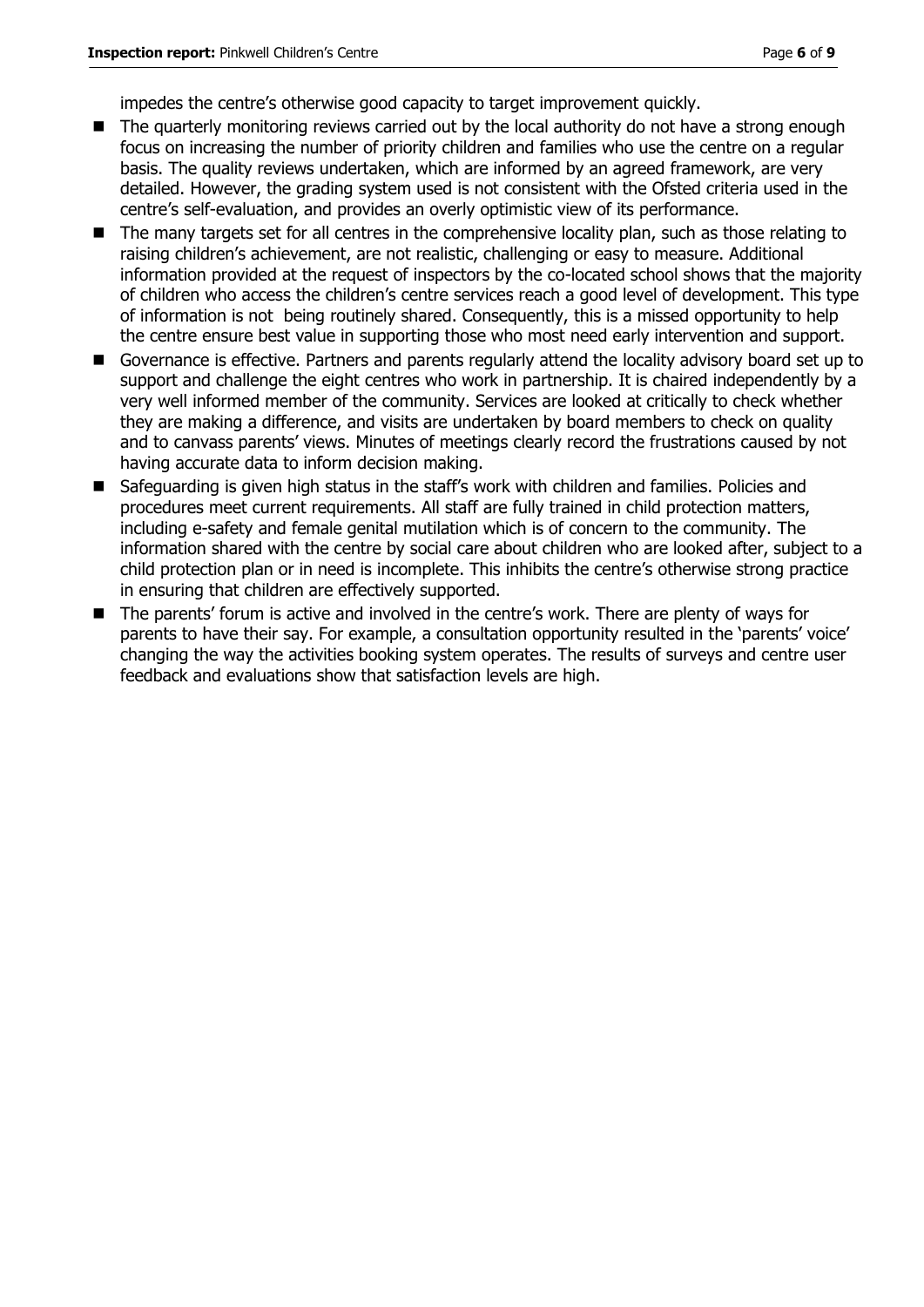impedes the centre's otherwise good capacity to target improvement quickly.

- The quarterly monitoring reviews carried out by the local authority do not have a strong enough focus on increasing the number of priority children and families who use the centre on a regular basis. The quality reviews undertaken, which are informed by an agreed framework, are very detailed. However, the grading system used is not consistent with the Ofsted criteria used in the centre's self-evaluation, and provides an overly optimistic view of its performance.
- The many targets set for all centres in the comprehensive locality plan, such as those relating to raising children's achievement, are not realistic, challenging or easy to measure. Additional information provided at the request of inspectors by the co-located school shows that the majority of children who access the children's centre services reach a good level of development. This type of information is not being routinely shared. Consequently, this is a missed opportunity to help the centre ensure best value in supporting those who most need early intervention and support.
- Governance is effective. Partners and parents regularly attend the locality advisory board set up to support and challenge the eight centres who work in partnership. It is chaired independently by a very well informed member of the community. Services are looked at critically to check whether they are making a difference, and visits are undertaken by board members to check on quality and to canvass parents' views. Minutes of meetings clearly record the frustrations caused by not having accurate data to inform decision making.
- Safeguarding is given high status in the staff's work with children and families. Policies and procedures meet current requirements. All staff are fully trained in child protection matters, including e-safety and female genital mutilation which is of concern to the community. The information shared with the centre by social care about children who are looked after, subject to a child protection plan or in need is incomplete. This inhibits the centre's otherwise strong practice in ensuring that children are effectively supported.
- The parents' forum is active and involved in the centre's work. There are plenty of ways for parents to have their say. For example, a consultation opportunity resulted in the 'parents' voice' changing the way the activities booking system operates. The results of surveys and centre user feedback and evaluations show that satisfaction levels are high.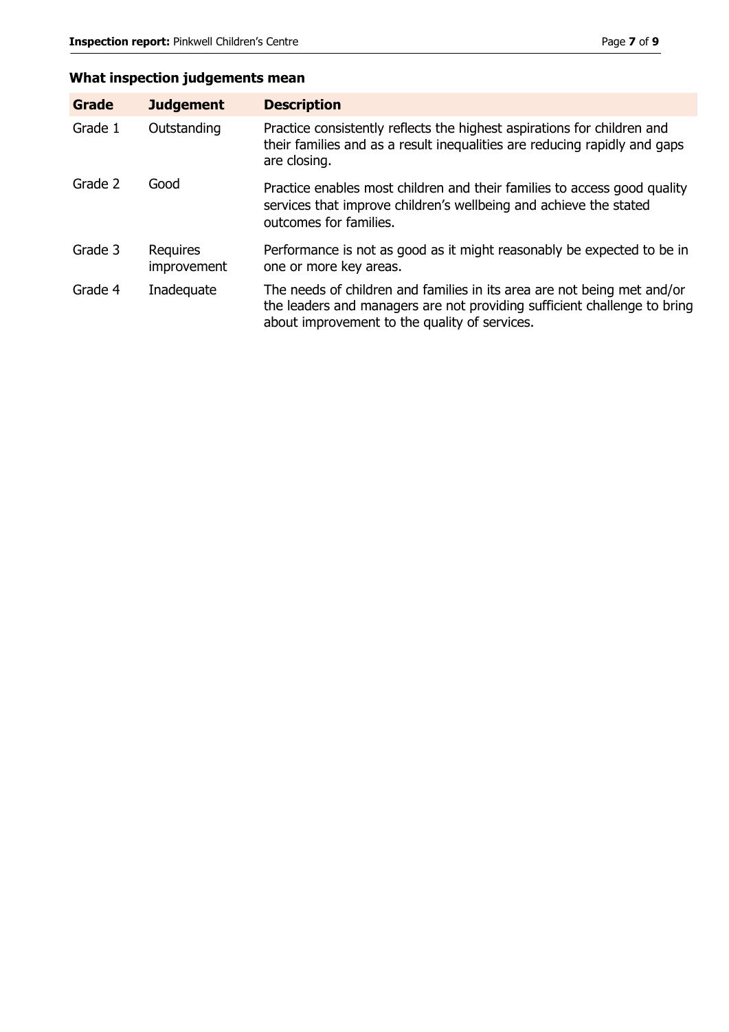## What inspection judgements mean

| Grade | Judgement | Description |
|---|---|---|
| Grade 1 | Outstanding | Practice consistently reflects the highest aspirations for children and their families and as a result inequalities are reducing rapidly and gaps are closing. |
| Grade 2 | Good | Practice enables most children and their families to access good quality services that improve children's wellbeing and achieve the stated outcomes for families. |
| Grade 3 | Requires improvement | Performance is not as good as it might reasonably be expected to be in one or more key areas. |
| Grade 4 | Inadequate | The needs of children and families in its area are not being met and/or the leaders and managers are not providing sufficient challenge to bring about improvement to the quality of services. |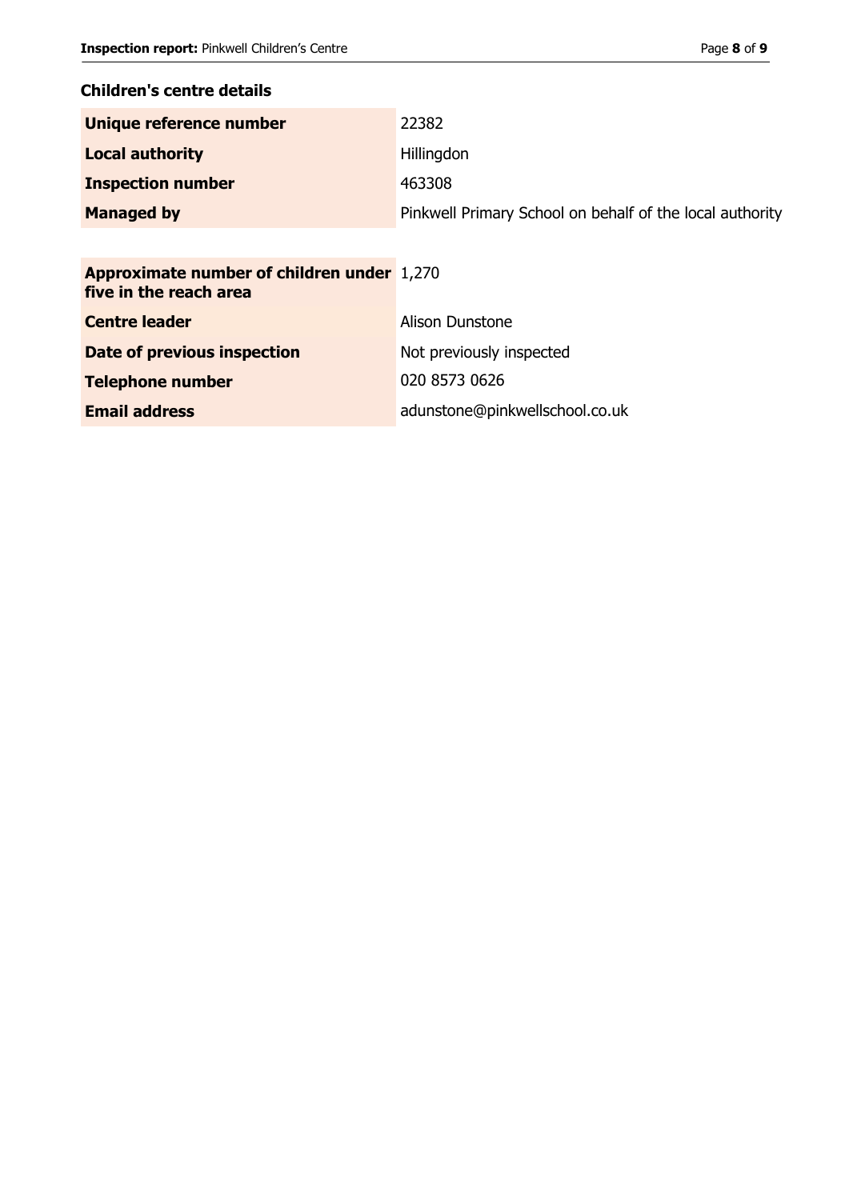## Children's centre details

| | |
|---|---|
| **Unique reference number** | 22382 |
| **Local authority** | Hillingdon |
| **Inspection number** | 463308 |
| **Managed by** | Pinkwell Primary School on behalf of the local authority |

| | |
|---|---|
| **Approximate number of children under five in the reach area** | 1,270 |
| **Centre leader** | Alison Dunstone |
| **Date of previous inspection** | Not previously inspected |
| **Telephone number** | 020 8573 0626 |
| **Email address** | adunstone@pinkwellschool.co.uk |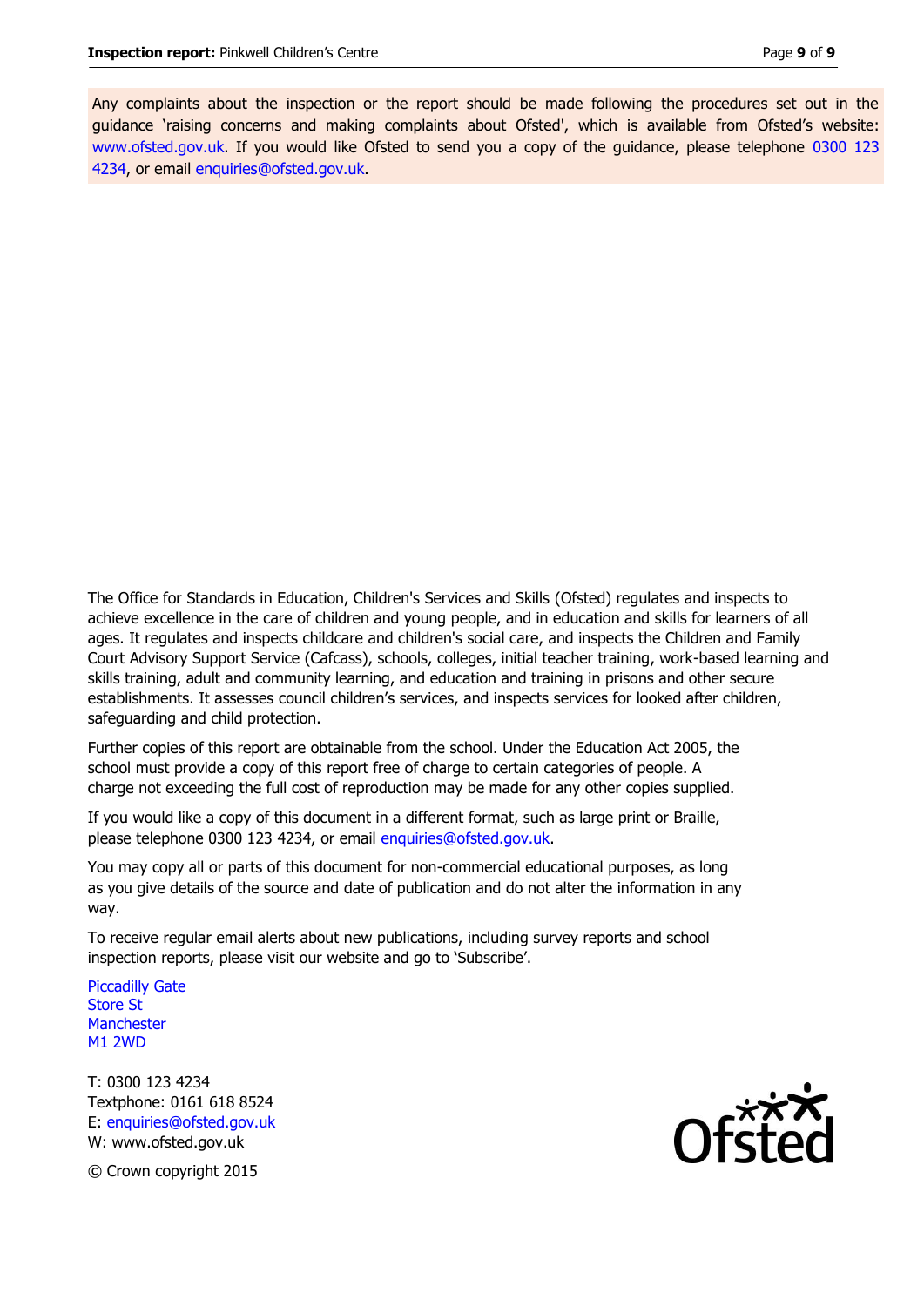Any complaints about the inspection or the report should be made following the procedures set out in the guidance 'raising concerns and making complaints about Ofsted', which is available from Ofsted's website: www.ofsted.gov.uk. If you would like Ofsted to send you a copy of the guidance, please telephone 0300 123 4234, or email enquiries@ofsted.gov.uk.

The Office for Standards in Education, Children's Services and Skills (Ofsted) regulates and inspects to achieve excellence in the care of children and young people, and in education and skills for learners of all ages. It regulates and inspects childcare and children's social care, and inspects the Children and Family Court Advisory Support Service (Cafcass), schools, colleges, initial teacher training, work-based learning and skills training, adult and community learning, and education and training in prisons and other secure establishments. It assesses council children's services, and inspects services for looked after children, safeguarding and child protection.

Further copies of this report are obtainable from the school. Under the Education Act 2005, the school must provide a copy of this report free of charge to certain categories of people. A charge not exceeding the full cost of reproduction may be made for any other copies supplied.

If you would like a copy of this document in a different format, such as large print or Braille, please telephone 0300 123 4234, or email enquiries@ofsted.gov.uk.

You may copy all or parts of this document for non-commercial educational purposes, as long as you give details of the source and date of publication and do not alter the information in any way.

To receive regular email alerts about new publications, including survey reports and school inspection reports, please visit our website and go to 'Subscribe'.

Piccadilly Gate
Store St
Manchester
M1 2WD

T: 0300 123 4234
Textphone: 0161 618 8524
E: enquiries@ofsted.gov.uk
W: www.ofsted.gov.uk

© Crown copyright 2015

Ofsted